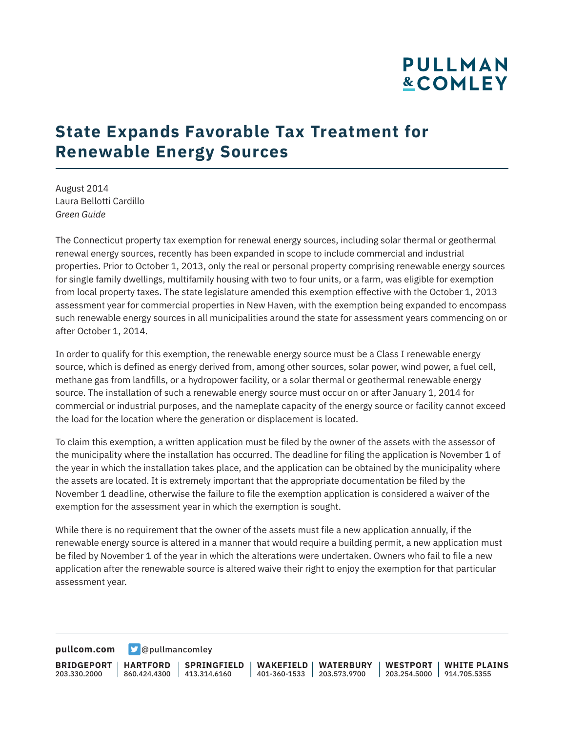# State Expands Favorable Tax Treatment for Renewable Energy Sources

August 2014
Laura Bellotti Cardillo
*Green Guide*

The Connecticut property tax exemption for renewal energy sources, including solar thermal or geothermal renewal energy sources, recently has been expanded in scope to include commercial and industrial properties. Prior to October 1, 2013, only the real or personal property comprising renewable energy sources for single family dwellings, multifamily housing with two to four units, or a farm, was eligible for exemption from local property taxes. The state legislature amended this exemption effective with the October 1, 2013 assessment year for commercial properties in New Haven, with the exemption being expanded to encompass such renewable energy sources in all municipalities around the state for assessment years commencing on or after October 1, 2014.

In order to qualify for this exemption, the renewable energy source must be a Class I renewable energy source, which is defined as energy derived from, among other sources, solar power, wind power, a fuel cell, methane gas from landfills, or a hydropower facility, or a solar thermal or geothermal renewable energy source. The installation of such a renewable energy source must occur on or after January 1, 2014 for commercial or industrial purposes, and the nameplate capacity of the energy source or facility cannot exceed the load for the location where the generation or displacement is located.

To claim this exemption, a written application must be filed by the owner of the assets with the assessor of the municipality where the installation has occurred. The deadline for filing the application is November 1 of the year in which the installation takes place, and the application can be obtained by the municipality where the assets are located. It is extremely important that the appropriate documentation be filed by the November 1 deadline, otherwise the failure to file the exemption application is considered a waiver of the exemption for the assessment year in which the exemption is sought.

While there is no requirement that the owner of the assets must file a new application annually, if the renewable energy source is altered in a manner that would require a building permit, a new application must be filed by November 1 of the year in which the alterations were undertaken. Owners who fail to file a new application after the renewable source is altered waive their right to enjoy the exemption for that particular assessment year.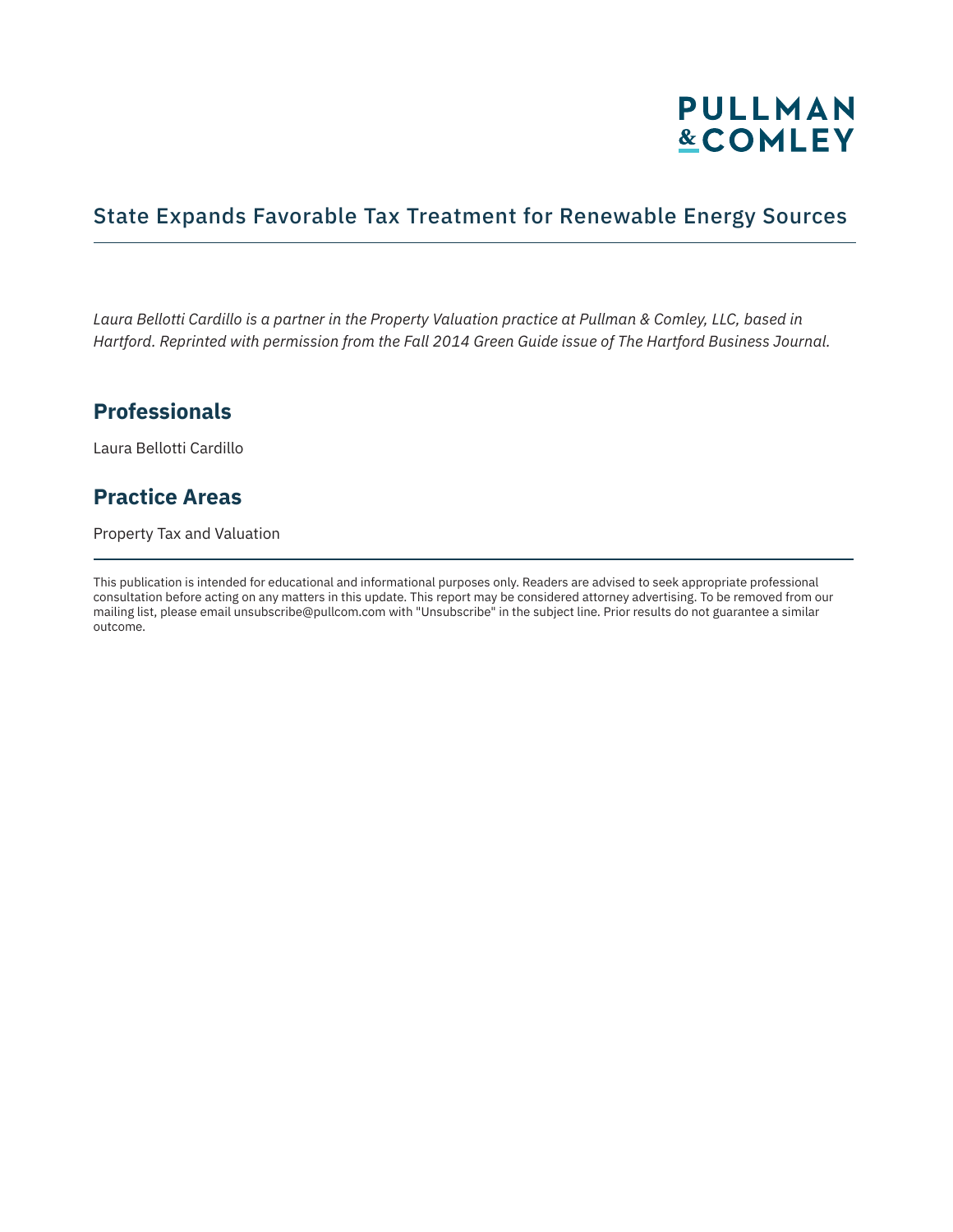## State Expands Favorable Tax Treatment for Renewable Energy Sources

*Laura Bellotti Cardillo is a partner in the Property Valuation practice at Pullman & Comley, LLC, based in Hartford. Reprinted with permission from the Fall 2014 Green Guide issue of The Hartford Business Journal.*

## Professionals

Laura Bellotti Cardillo

## Practice Areas

Property Tax and Valuation

---

This publication is intended for educational and informational purposes only. Readers are advised to seek appropriate professional consultation before acting on any matters in this update. This report may be considered attorney advertising. To be removed from our mailing list, please email unsubscribe@pullcom.com with "Unsubscribe" in the subject line. Prior results do not guarantee a similar outcome.